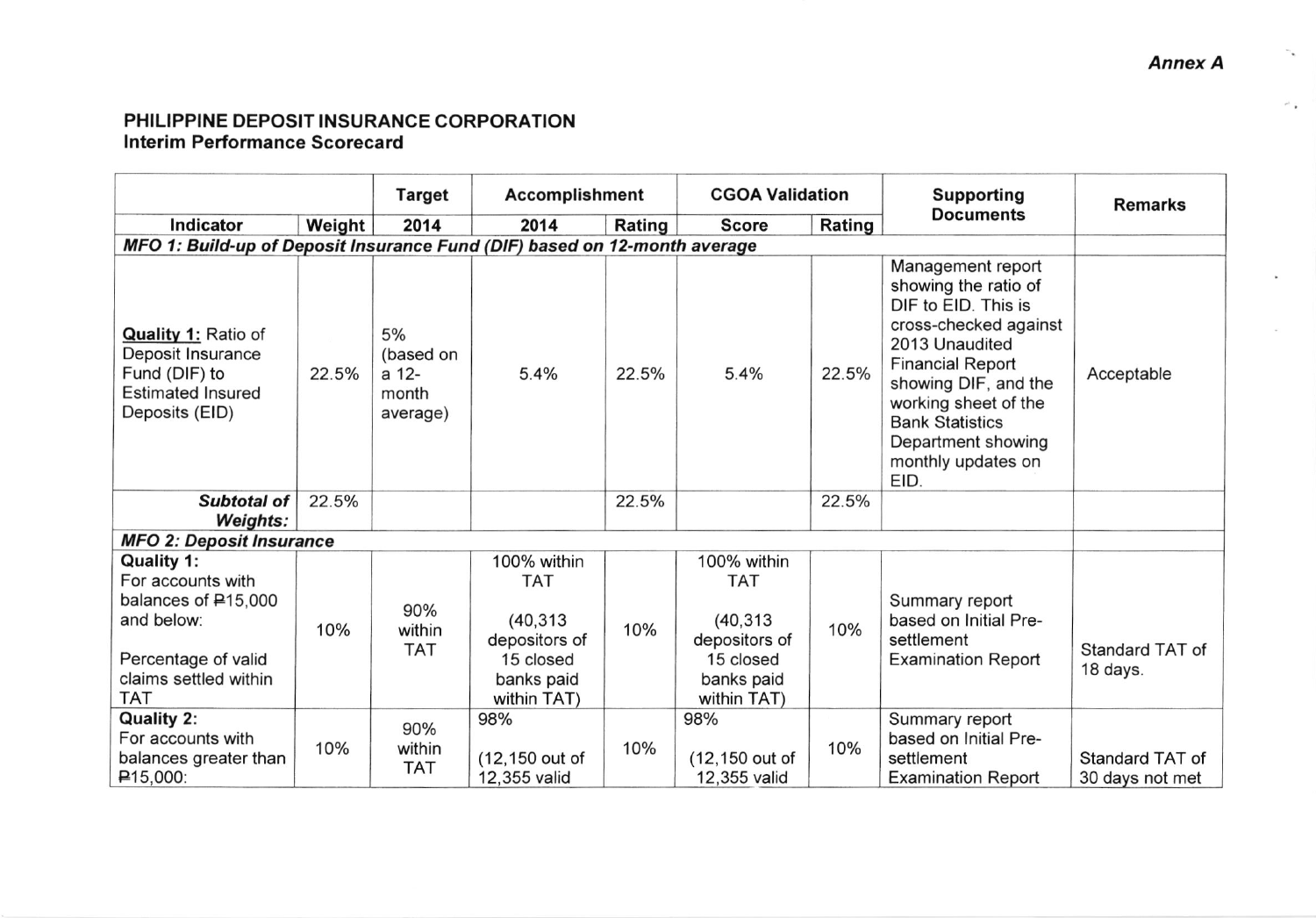*Annex A*

## PHILIPPINE DEPOSIT INSURANCE CORPORATION
### Interim Performance Scorecard

| | | Target | Accomplishment | | CGOA Validation | | Supporting Documents | Remarks |
|---|---|---|---|---|---|---|---|---|
| **Indicator** | **Weight** | **2014** | **2014** | **Rating** | **Score** | **Rating** | | |
| ***MFO 1: Build-up of Deposit Insurance Fund (DIF) based on 12-month average*** | | | | | | | | |
| **Quality 1:** Ratio of Deposit Insurance Fund (DIF) to Estimated Insured Deposits (EID) | 22.5% | 5% (based on a 12-month average) | 5.4% | 22.5% | 5.4% | 22.5% | Management report showing the ratio of DIF to EID. This is cross-checked against 2013 Unaudited Financial Report showing DIF, and the working sheet of the Bank Statistics Department showing monthly updates on EID. | Acceptable |
| ***Subtotal of Weights:*** | 22.5% | | | 22.5% | | 22.5% | | |
| ***MFO 2: Deposit Insurance*** | | | | | | | | |
| **Quality 1:** For accounts with balances of ₱15,000 and below: Percentage of valid claims settled within TAT | 10% | 90% within TAT | 100% within TAT (40,313 depositors of 15 closed banks paid within TAT) | 10% | 100% within TAT (40,313 depositors of 15 closed banks paid within TAT) | 10% | Summary report based on Initial Pre-settlement Examination Report | Standard TAT of 18 days. |
| **Quality 2:** For accounts with balances greater than ₱15,000: | 10% | 90% within TAT | 98% (12,150 out of 12,355 valid | 10% | 98% (12,150 out of 12,355 valid | 10% | Summary report based on Initial Pre-settlement Examination Report | Standard TAT of 30 days not met |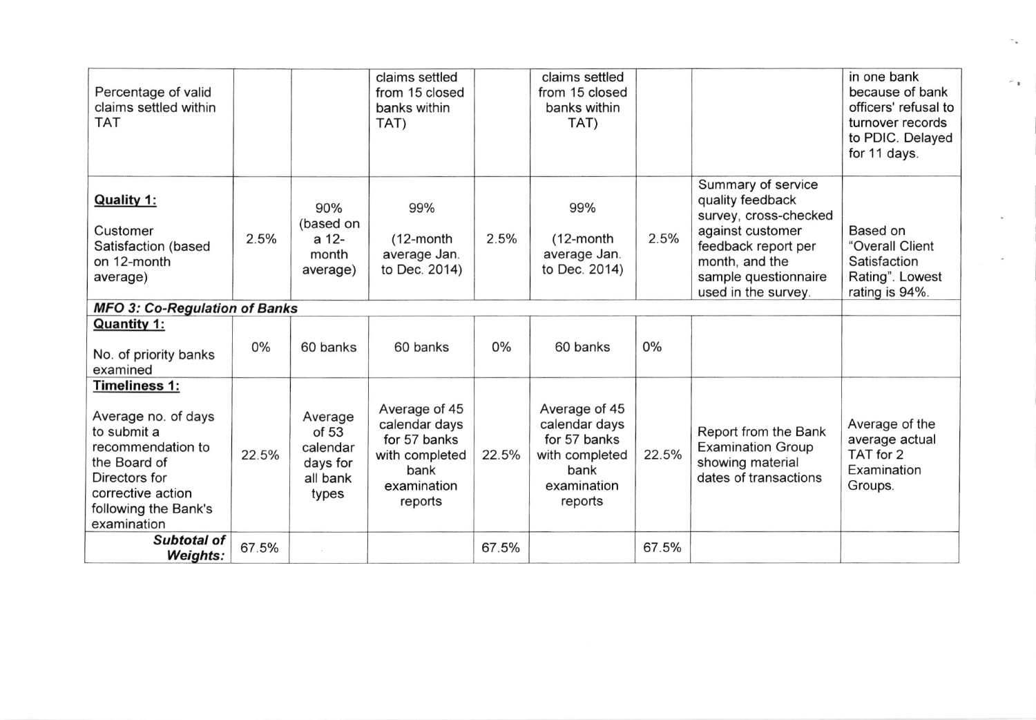| | | | | | | | | |
|---|---|---|---|---|---|---|---|---|
| Percentage of valid claims settled within TAT | | | claims settled from 15 closed banks within TAT) | | claims settled from 15 closed banks within TAT) | | | in one bank because of bank officers' refusal to turnover records to PDIC. Delayed for 11 days. |
| **Quality 1:** Customer Satisfaction (based on 12-month average) | 2.5% | 90% (based on a 12-month average) | 99% (12-month average Jan. to Dec. 2014) | 2.5% | 99% (12-month average Jan. to Dec. 2014) | 2.5% | Summary of service quality feedback survey, cross-checked against customer feedback report per month, and the sample questionnaire used in the survey. | Based on "Overall Client Satisfaction Rating". Lowest rating is 94%. |
| ***MFO 3: Co-Regulation of Banks*** | | | | | | | | |
| **Quantity 1:** No. of priority banks examined | 0% | 60 banks | 60 banks | 0% | 60 banks | 0% | | |
| **Timeliness 1:** Average no. of days to submit a recommendation to the Board of Directors for corrective action following the Bank's examination | 22.5% | Average of 53 calendar days for all bank types | Average of 45 calendar days for 57 banks with completed bank examination reports | 22.5% | Average of 45 calendar days for 57 banks with completed bank examination reports | 22.5% | Report from the Bank Examination Group showing material dates of transactions | Average of the average actual TAT for 2 Examination Groups. |
| ***Subtotal of Weights:*** | 67.5% | | | 67.5% | | 67.5% | | |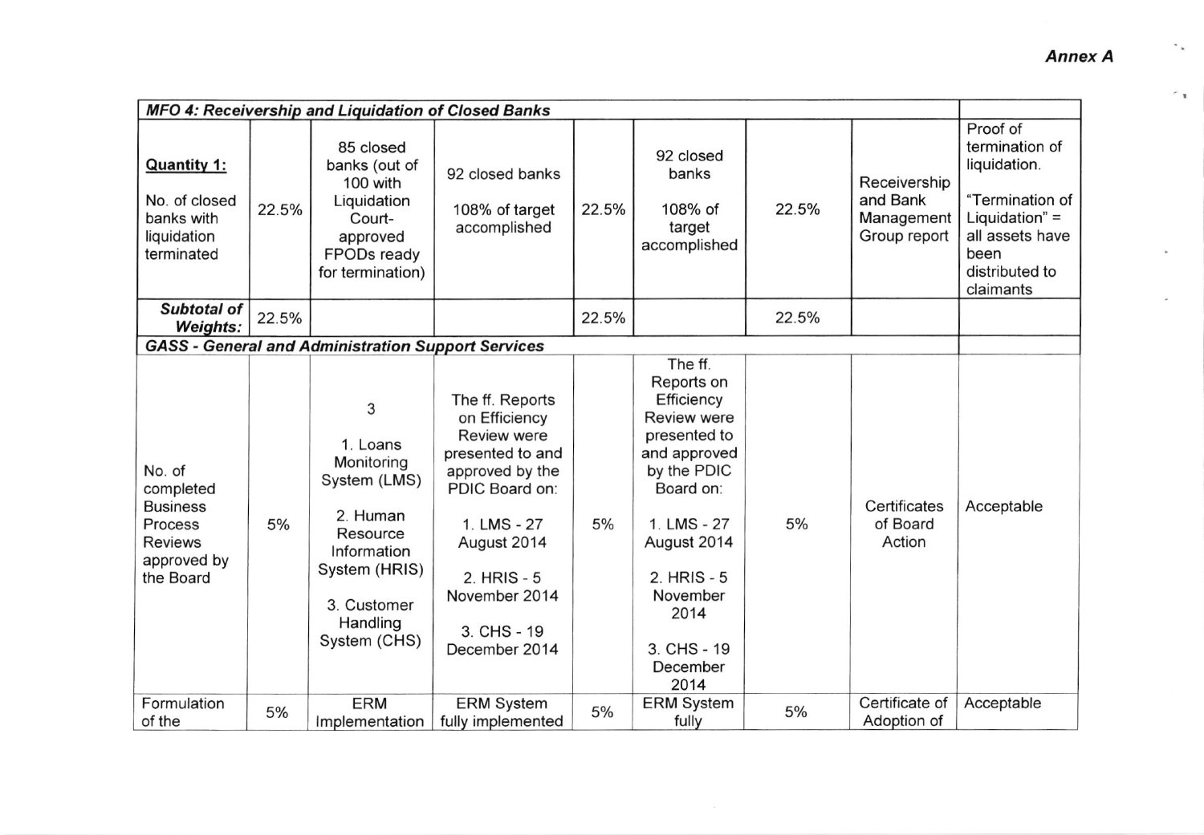*Annex A*

| MFO 4: Receivership and Liquidation of Closed Banks | | | | | | | | |
|---|---|---|---|---|---|---|---|---|
| **Quantity 1:** No. of closed banks with liquidation terminated | 22.5% | 85 closed banks (out of 100 with Liquidation Court-approved FPODs ready for termination) | 92 closed banks 108% of target accomplished | 22.5% | 92 closed banks 108% of target accomplished | 22.5% | Receivership and Bank Management Group report | Proof of termination of liquidation. "Termination of Liquidation" = all assets have been distributed to claimants |
| ***Subtotal of Weights:*** | 22.5% | | | 22.5% | | 22.5% | | |
| ***GASS - General and Administration Support Services*** | | | | | | | | |
| No. of completed Business Process Reviews approved by the Board | 5% | 3<br>1. Loans Monitoring System (LMS)<br>2. Human Resource Information System (HRIS)<br>3. Customer Handling System (CHS) | The ff. Reports on Efficiency Review were presented to and approved by the PDIC Board on:<br>1. LMS - 27 August 2014<br>2. HRIS - 5 November 2014<br>3. CHS - 19 December 2014 | 5% | The ff. Reports on Efficiency Review were presented to and approved by the PDIC Board on:<br>1. LMS - 27 August 2014<br>2. HRIS - 5 November 2014<br>3. CHS - 19 December 2014 | 5% | Certificates of Board Action | Acceptable |
| Formulation of the | 5% | ERM Implementation | ERM System fully implemented | 5% | ERM System fully | 5% | Certificate of Adoption of | Acceptable |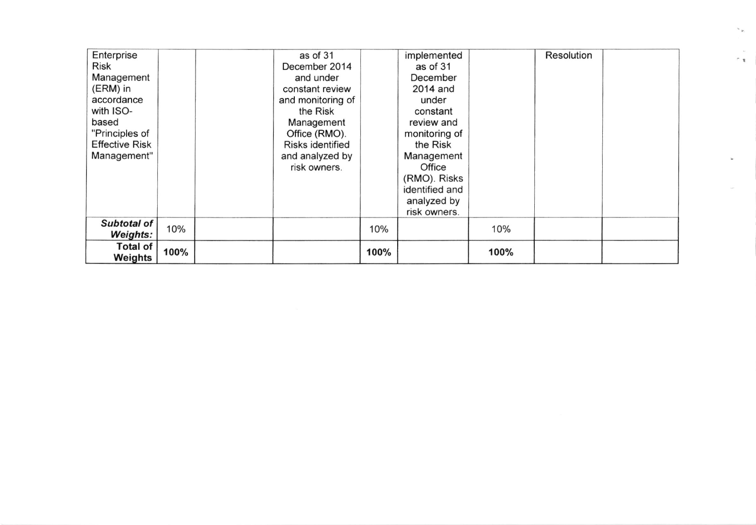| | | | | | | | | |
|---|---|---|---|---|---|---|---|---|
| Enterprise Risk Management (ERM) in accordance with ISO-based "Principles of Effective Risk Management" | | | as of 31 December 2014 and under constant review and monitoring of the Risk Management Office (RMO). Risks identified and analyzed by risk owners. | | implemented as of 31 December 2014 and under constant review and monitoring of the Risk Management Office (RMO). Risks identified and analyzed by risk owners. | | Resolution | |
| ***Subtotal of Weights:*** | 10% | | | 10% | | 10% | | |
| **Total of Weights** | **100%** | | | **100%** | | **100%** | | |